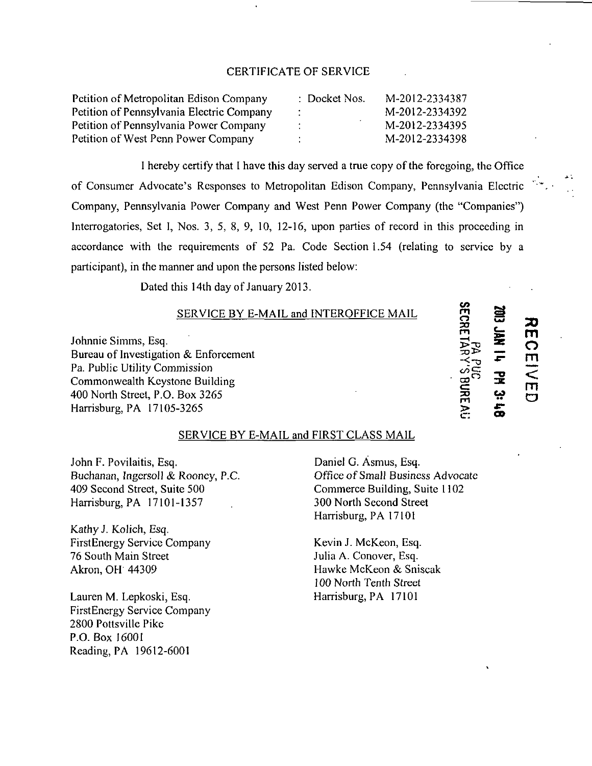## CERTIFICATE OF SERVICE

| | | |
|---|---|---|
| Petition of Metropolitan Edison Company | : Docket Nos. | M-2012-2334387 |
| Petition of Pennsylvania Electric Company | : | M-2012-2334392 |
| Petition of Pennsylvania Power Company | : | M-2012-2334395 |
| Petition of West Penn Power Company | : | M-2012-2334398 |

I hereby certify that I have this day served a true copy of the foregoing, the Office of Consumer Advocate's Responses to Metropolitan Edison Company, Pennsylvania Electric Company, Pennsylvania Power Company and West Penn Power Company (the "Companies") Interrogatories, Set I, Nos. 3, 5, 8, 9, 10, 12-16, upon parties of record in this proceeding in accordance with the requirements of 52 Pa. Code Section 1.54 (relating to service by a participant), in the manner and upon the persons listed below:

Dated this 14th day of January 2013.

RECEIVED
2013 JAN 14 PM 3:48
PA PUC
SECRETARY'S BUREAU

### SERVICE BY E-MAIL and INTEROFFICE MAIL

Johnnie Simms, Esq.
Bureau of Investigation & Enforcement
Pa. Public Utility Commission
Commonwealth Keystone Building
400 North Street, P.O. Box 3265
Harrisburg, PA 17105-3265

### SERVICE BY E-MAIL and FIRST CLASS MAIL

John F. Povilaitis, Esq.
Buchanan, Ingersoll & Rooney, P.C.
409 Second Street, Suite 500
Harrisburg, PA 17101-1357

Kathy J. Kolich, Esq.
FirstEnergy Service Company
76 South Main Street
Akron, OH 44309

Lauren M. Lepkoski, Esq.
FirstEnergy Service Company
2800 Pottsville Pike
P.O. Box 16001
Reading, PA 19612-6001

Daniel G. Asmus, Esq.
Office of Small Business Advocate
Commerce Building, Suite 1102
300 North Second Street
Harrisburg, PA 17101

Kevin J. McKeon, Esq.
Julia A. Conover, Esq.
Hawke McKeon & Sniscak
100 North Tenth Street
Harrisburg, PA 17101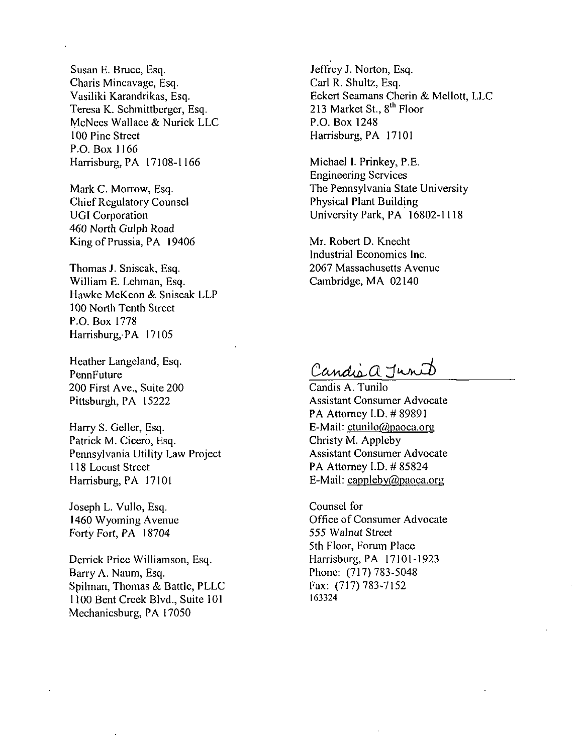Susan E. Bruce, Esq.
Charis Mincavage, Esq.
Vasiliki Karandrikas, Esq.
Teresa K. Schmittberger, Esq.
McNees Wallace & Nurick LLC
100 Pine Street
P.O. Box 1166
Harrisburg, PA 17108-1166

Mark C. Morrow, Esq.
Chief Regulatory Counsel
UGI Corporation
460 North Gulph Road
King of Prussia, PA 19406

Thomas J. Sniscak, Esq.
William E. Lehman, Esq.
Hawke McKeon & Sniscak LLP
100 North Tenth Street
P.O. Box 1778
Harrisburg, PA 17105

Heather Langeland, Esq.
PennFuture
200 First Ave., Suite 200
Pittsburgh, PA 15222

Harry S. Geller, Esq.
Patrick M. Cicero, Esq.
Pennsylvania Utility Law Project
118 Locust Street
Harrisburg, PA 17101

Joseph L. Vullo, Esq.
1460 Wyoming Avenue
Forty Fort, PA 18704

Derrick Price Williamson, Esq.
Barry A. Naum, Esq.
Spilman, Thomas & Battle, PLLC
1100 Bent Creek Blvd., Suite 101
Mechanicsburg, PA 17050

Jeffrey J. Norton, Esq.
Carl R. Shultz, Esq.
Eckert Seamans Cherin & Mellott, LLC
213 Market St., 8th Floor
P.O. Box 1248
Harrisburg, PA 17101

Michael I. Prinkey, P.E.
Engineering Services
The Pennsylvania State University
Physical Plant Building
University Park, PA 16802-1118

Mr. Robert D. Knecht
Industrial Economics Inc.
2067 Massachusetts Avenue
Cambridge, MA 02140

Candis A. Tunilo

Candis A. Tunilo
Assistant Consumer Advocate
PA Attorney I.D. # 89891
E-Mail: ctunilo@paoca.org
Christy M. Appleby
Assistant Consumer Advocate
PA Attorney I.D. # 85824
E-Mail: cappleby@paoca.org

Counsel for
Office of Consumer Advocate
555 Walnut Street
5th Floor, Forum Place
Harrisburg, PA 17101-1923
Phone: (717) 783-5048
Fax: (717) 783-7152
163324